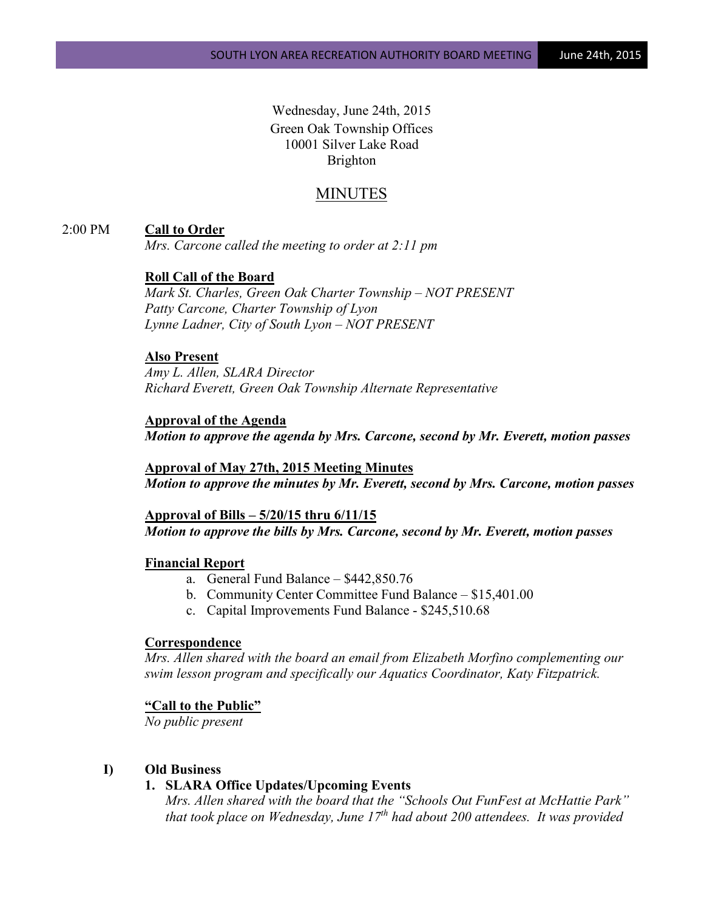Wednesday, June 24th, 2015
Green Oak Township Offices
10001 Silver Lake Road
Brighton

# MINUTES

2:00 PM **Call to Order**
*Mrs. Carcone called the meeting to order at 2:11 pm*

**Roll Call of the Board**
*Mark St. Charles, Green Oak Charter Township – NOT PRESENT*
*Patty Carcone, Charter Township of Lyon*
*Lynne Ladner, City of South Lyon – NOT PRESENT*

**Also Present**
*Amy L. Allen, SLARA Director*
*Richard Everett, Green Oak Township Alternate Representative*

**Approval of the Agenda**
***Motion to approve the agenda by Mrs. Carcone, second by Mr. Everett, motion passes***

**Approval of May 27th, 2015 Meeting Minutes**
***Motion to approve the minutes by Mr. Everett, second by Mrs. Carcone, motion passes***

**Approval of Bills – 5/20/15 thru 6/11/15**
***Motion to approve the bills by Mrs. Carcone, second by Mr. Everett, motion passes***

**Financial Report**

a. General Fund Balance – $442,850.76
b. Community Center Committee Fund Balance – $15,401.00
c. Capital Improvements Fund Balance - $245,510.68

**Correspondence**
*Mrs. Allen shared with the board an email from Elizabeth Morfino complementing our swim lesson program and specifically our Aquatics Coordinator, Katy Fitzpatrick.*

**"Call to the Public"**
*No public present*

**I) Old Business**

**1. SLARA Office Updates/Upcoming Events**
*Mrs. Allen shared with the board that the "Schools Out FunFest at McHattie Park" that took place on Wednesday, June 17th had about 200 attendees. It was provided*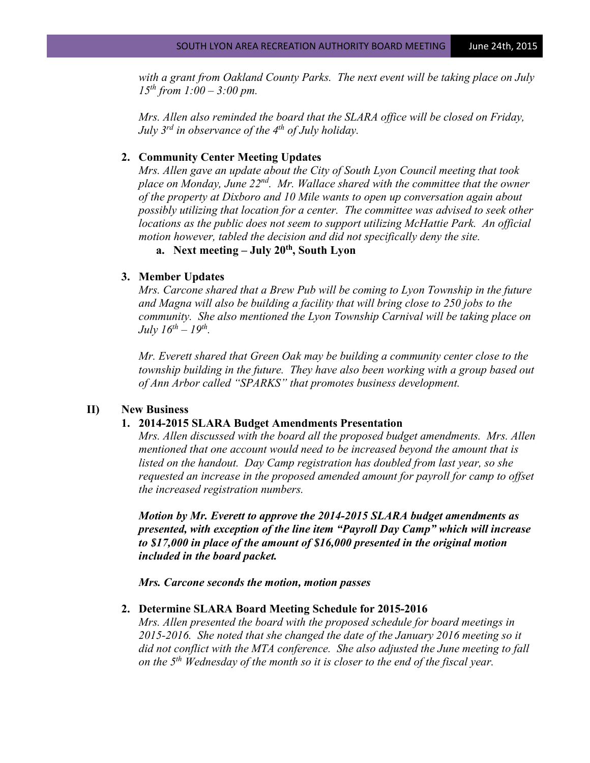*with a grant from Oakland County Parks. The next event will be taking place on July 15th from 1:00 – 3:00 pm.*

*Mrs. Allen also reminded the board that the SLARA office will be closed on Friday, July 3rd in observance of the 4th of July holiday.*

2. **Community Center Meeting Updates**

   *Mrs. Allen gave an update about the City of South Lyon Council meeting that took place on Monday, June 22nd. Mr. Wallace shared with the committee that the owner of the property at Dixboro and 10 Mile wants to open up conversation again about possibly utilizing that location for a center. The committee was advised to seek other locations as the public does not seem to support utilizing McHattie Park. An official motion however, tabled the decision and did not specifically deny the site.*

   a. **Next meeting – July 20th, South Lyon**

3. **Member Updates**

   *Mrs. Carcone shared that a Brew Pub will be coming to Lyon Township in the future and Magna will also be building a facility that will bring close to 250 jobs to the community. She also mentioned the Lyon Township Carnival will be taking place on July 16th – 19th.*

   *Mr. Everett shared that Green Oak may be building a community center close to the township building in the future. They have also been working with a group based out of Ann Arbor called "SPARKS" that promotes business development.*

## II) New Business

1. **2014-2015 SLARA Budget Amendments Presentation**

   *Mrs. Allen discussed with the board all the proposed budget amendments. Mrs. Allen mentioned that one account would need to be increased beyond the amount that is listed on the handout. Day Camp registration has doubled from last year, so she requested an increase in the proposed amended amount for payroll for camp to offset the increased registration numbers.*

   ***Motion by Mr. Everett to approve the 2014-2015 SLARA budget amendments as presented, with exception of the line item "Payroll Day Camp" which will increase to $17,000 in place of the amount of $16,000 presented in the original motion included in the board packet.***

   ***Mrs. Carcone seconds the motion, motion passes***

2. **Determine SLARA Board Meeting Schedule for 2015-2016**

   *Mrs. Allen presented the board with the proposed schedule for board meetings in 2015-2016. She noted that she changed the date of the January 2016 meeting so it did not conflict with the MTA conference. She also adjusted the June meeting to fall on the 5th Wednesday of the month so it is closer to the end of the fiscal year.*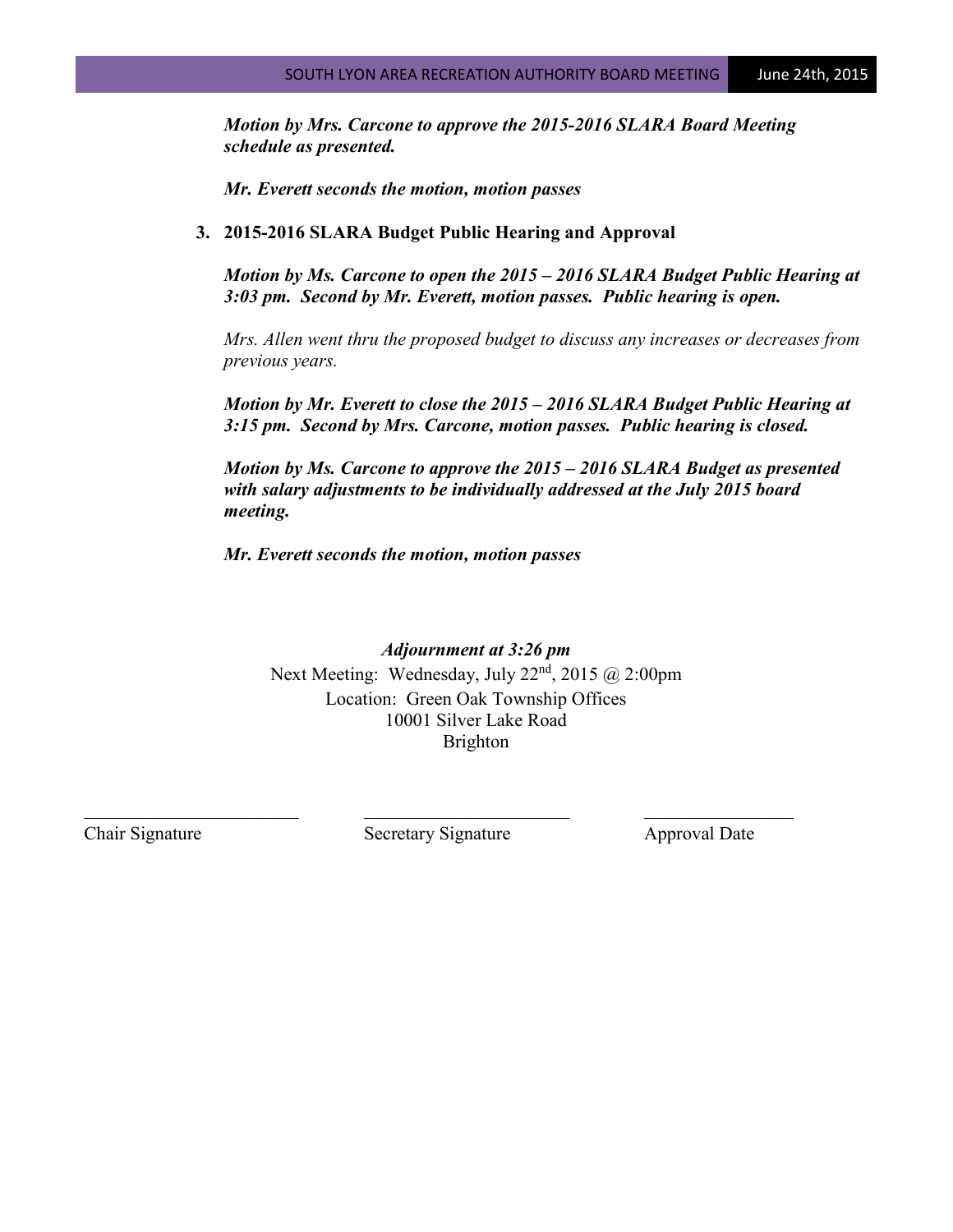***Motion by Mrs. Carcone to approve the 2015-2016 SLARA Board Meeting schedule as presented.***

***Mr. Everett seconds the motion, motion passes***

**3. 2015-2016 SLARA Budget Public Hearing and Approval**

***Motion by Ms. Carcone to open the 2015 – 2016 SLARA Budget Public Hearing at 3:03 pm. Second by Mr. Everett, motion passes. Public hearing is open.***

*Mrs. Allen went thru the proposed budget to discuss any increases or decreases from previous years.*

***Motion by Mr. Everett to close the 2015 – 2016 SLARA Budget Public Hearing at 3:15 pm. Second by Mrs. Carcone, motion passes. Public hearing is closed.***

***Motion by Ms. Carcone to approve the 2015 – 2016 SLARA Budget as presented with salary adjustments to be individually addressed at the July 2015 board meeting.***

***Mr. Everett seconds the motion, motion passes***

***Adjournment at 3:26 pm***

Next Meeting: Wednesday, July 22nd, 2015 @ 2:00pm

Location: Green Oak Township Offices

10001 Silver Lake Road

Brighton

\_\_\_\_\_\_\_\_\_\_\_\_\_\_\_\_\_\_\_\_\_\_\_\_ &nbsp;&nbsp; \_\_\_\_\_\_\_\_\_\_\_\_\_\_\_\_\_\_\_\_\_\_\_\_ &nbsp;&nbsp; \_\_\_\_\_\_\_\_\_\_\_\_\_\_\_\_\_

Chair Signature &nbsp;&nbsp; Secretary Signature &nbsp;&nbsp; Approval Date